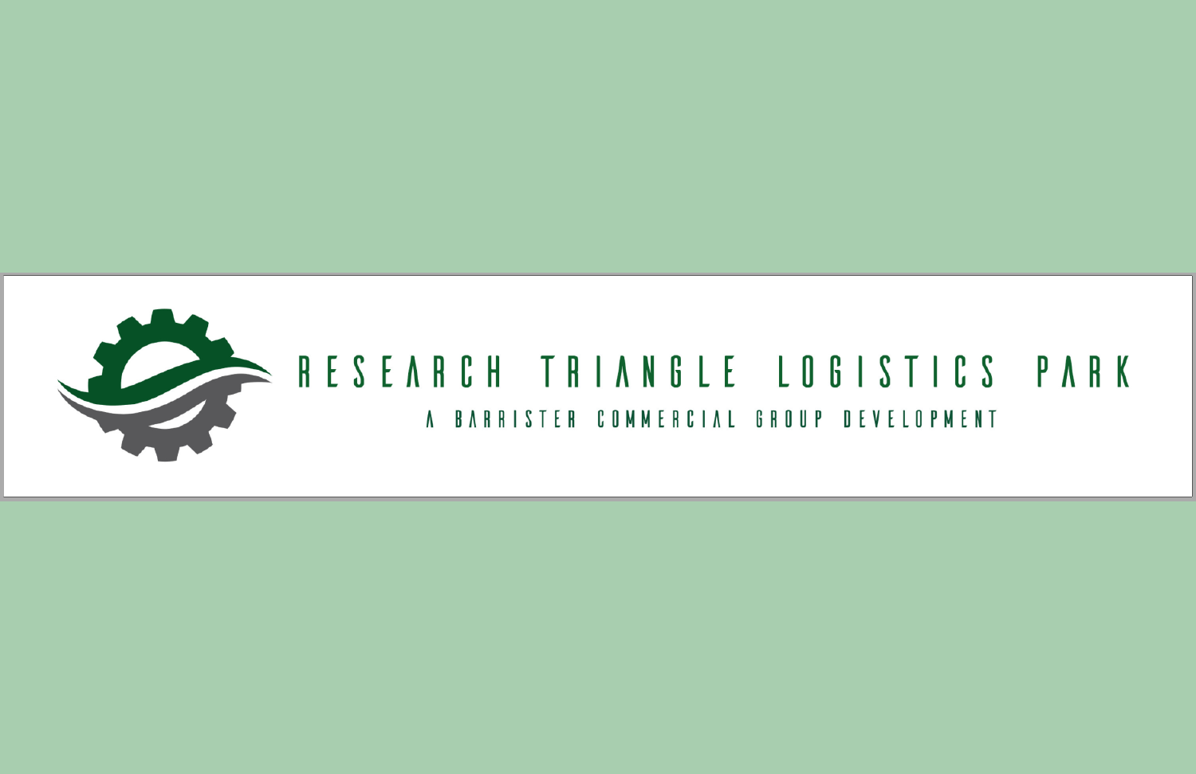# RESEARCH TRIANGLE LOGISTICS PARK

A BARRISTER COMMERCIAL GROUP DEVELOPMENT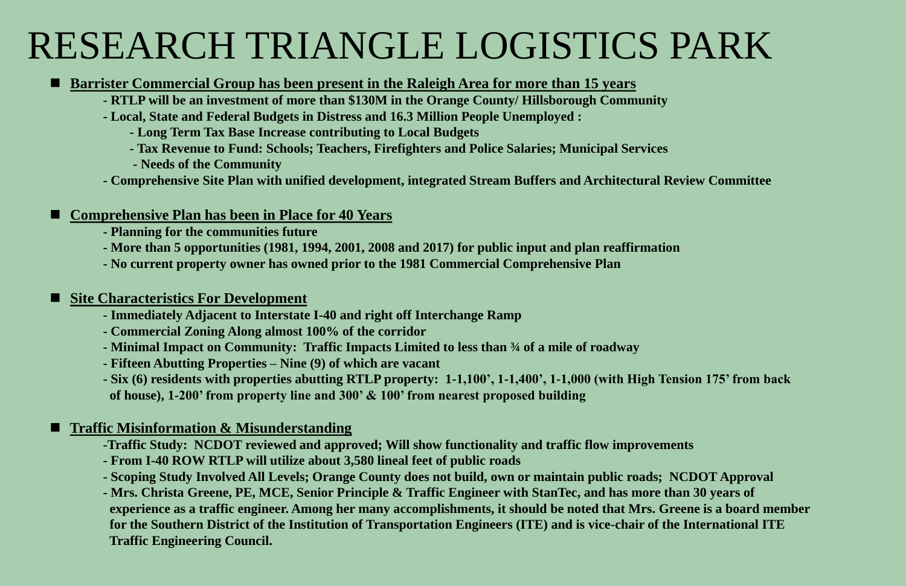# RESEARCH TRIANGLE LOGISTICS PARK

- **Barrister Commercial Group has been present in the Raleigh Area for more than 15 years**
  - **RTLP will be an investment of more than $130M in the Orange County/ Hillsborough Community**
  - **Local, State and Federal Budgets in Distress and 16.3 Million People Unemployed :**
    - **Long Term Tax Base Increase contributing to Local Budgets**
    - **Tax Revenue to Fund: Schools; Teachers, Firefighters and Police Salaries; Municipal Services**
    - **Needs of the Community**
  - **Comprehensive Site Plan with unified development, integrated Stream Buffers and Architectural Review Committee**

- **Comprehensive Plan has been in Place for 40 Years**
  - **Planning for the communities future**
  - **More than 5 opportunities (1981, 1994, 2001, 2008 and 2017) for public input and plan reaffirmation**
  - **No current property owner has owned prior to the 1981 Commercial Comprehensive Plan**

- **Site Characteristics For Development**
  - **Immediately Adjacent to Interstate I-40 and right off Interchange Ramp**
  - **Commercial Zoning Along almost 100% of the corridor**
  - **Minimal Impact on Community: Traffic Impacts Limited to less than ¾ of a mile of roadway**
  - **Fifteen Abutting Properties – Nine (9) of which are vacant**
  - **Six (6) residents with properties abutting RTLP property: 1-1,100', 1-1,400', 1-1,000 (with High Tension 175' from back of house), 1-200' from property line and 300' & 100' from nearest proposed building**

- **Traffic Misinformation & Misunderstanding**
  - **Traffic Study: NCDOT reviewed and approved; Will show functionality and traffic flow improvements**
  - **From I-40 ROW RTLP will utilize about 3,580 lineal feet of public roads**
  - **Scoping Study Involved All Levels; Orange County does not build, own or maintain public roads; NCDOT Approval**
  - **Mrs. Christa Greene, PE, MCE, Senior Principle & Traffic Engineer with StanTec, and has more than 30 years of experience as a traffic engineer. Among her many accomplishments, it should be noted that Mrs. Greene is a board member for the Southern District of the Institution of Transportation Engineers (ITE) and is vice-chair of the International ITE Traffic Engineering Council.**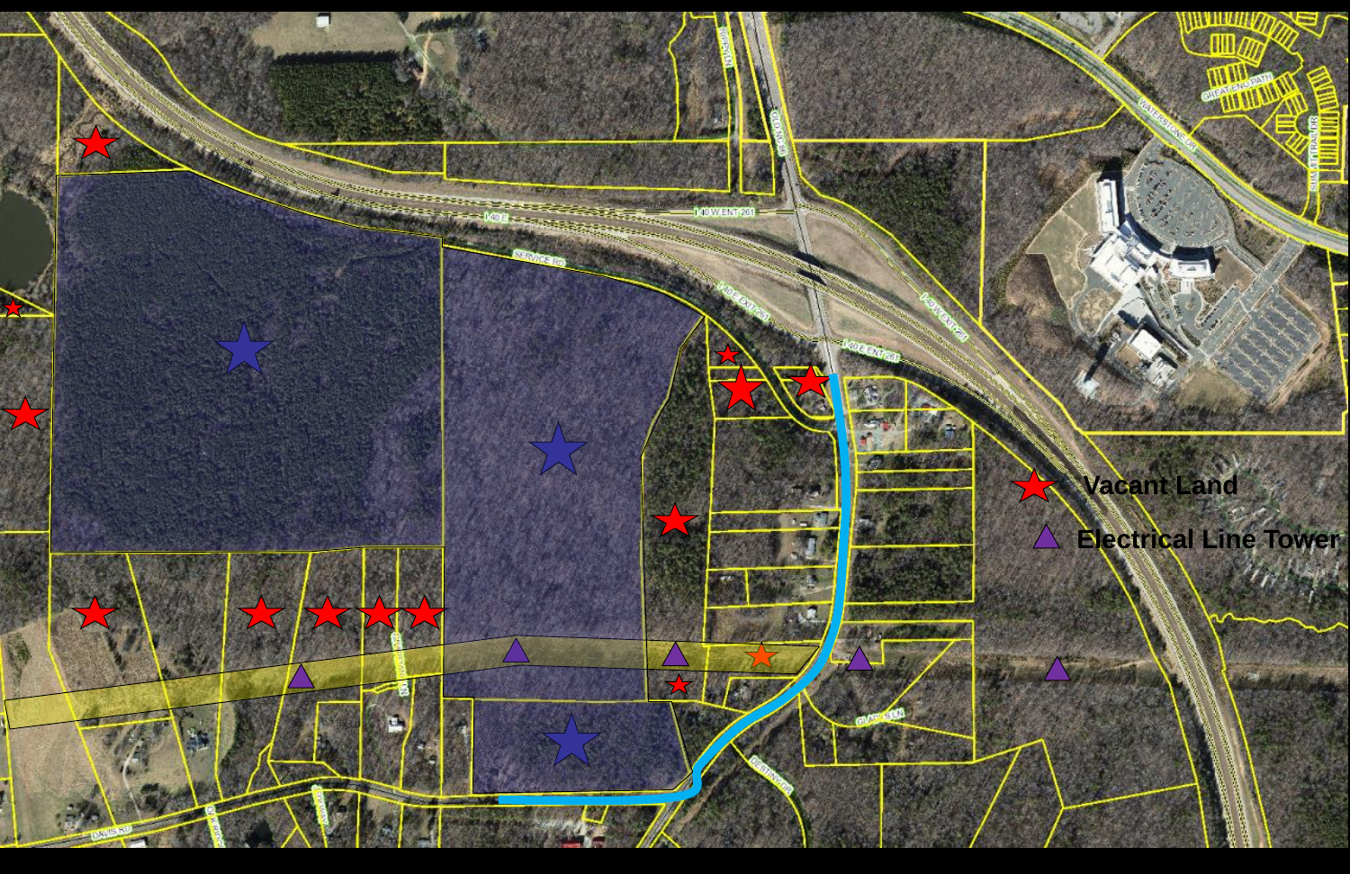Vacant Land

Electrical Line Tower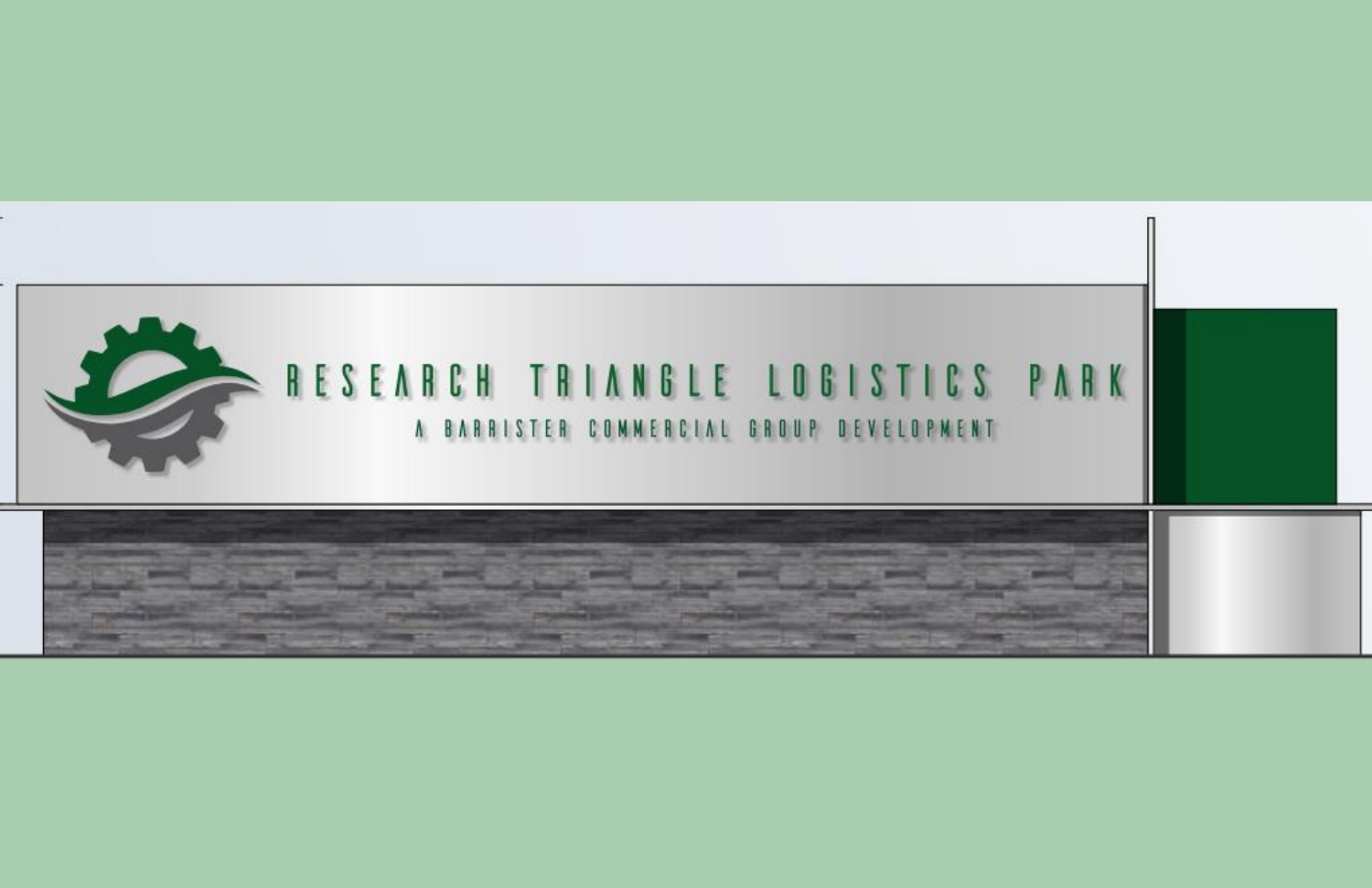RESEARCH TRIANGLE LOGISTICS PARK

A BARRISTER COMMERCIAL GROUP DEVELOPMENT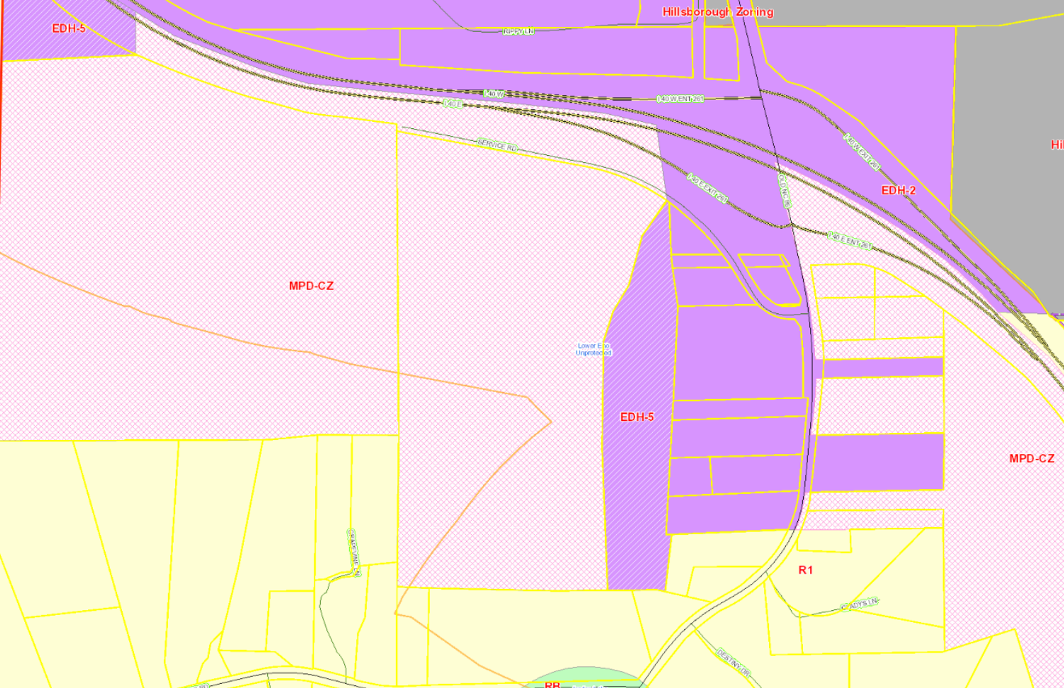Hillsborough Zoning

EDH-5

RIPPY LN

I 40 W

I 40 E

I 40 W ENT 261

SERVICE RD

I 40 W EXIT 261

I 40 E EXIT 261

OLD NC 86

I 40 E ENT 261

EDH-2

Hil

MPD-CZ

Lower Eno
Unprotected

EDH-5

MPD-CZ

GRAPEVINE LN

R1

GLADYS LN

DESTINY DR

RB